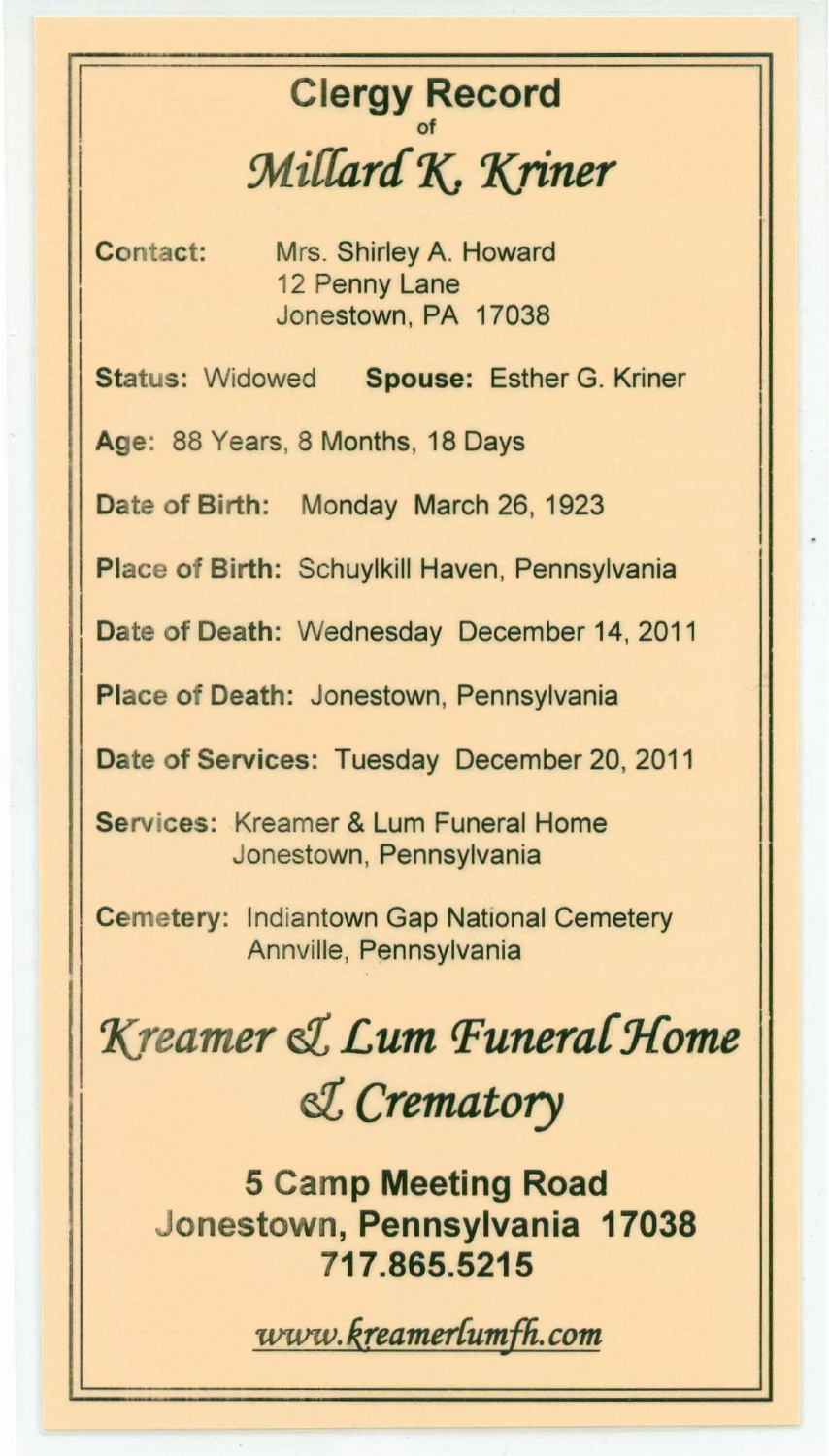# Clergy Record
of
## *Millard K. Kriner*

**Contact:** Mrs. Shirley A. Howard
12 Penny Lane
Jonestown, PA 17038

**Status:** Widowed **Spouse:** Esther G. Kriner

**Age:** 88 Years, 8 Months, 18 Days

**Date of Birth:** Monday March 26, 1923

**Place of Birth:** Schuylkill Haven, Pennsylvania

**Date of Death:** Wednesday December 14, 2011

**Place of Death:** Jonestown, Pennsylvania

**Date of Services:** Tuesday December 20, 2011

**Services:** Kreamer & Lum Funeral Home
Jonestown, Pennsylvania

**Cemetery:** Indiantown Gap National Cemetery
Annville, Pennsylvania

## *Kreamer & Lum Funeral Home & Crematory*

**5 Camp Meeting Road**
**Jonestown, Pennsylvania 17038**
**717.865.5215**

*www.kreamerlumfh.com*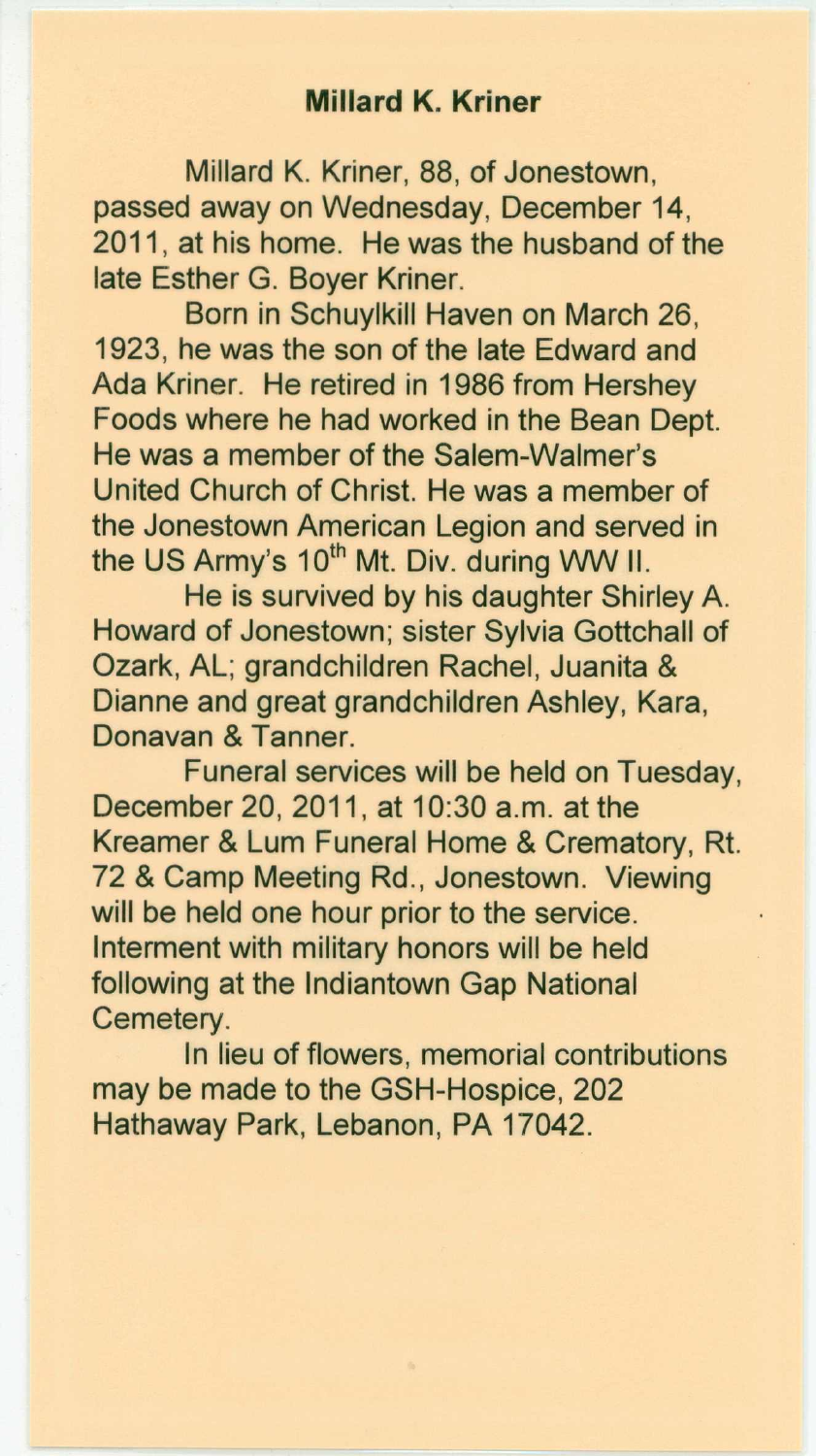# Millard K. Kriner

Millard K. Kriner, 88, of Jonestown, passed away on Wednesday, December 14, 2011, at his home. He was the husband of the late Esther G. Boyer Kriner.

Born in Schuylkill Haven on March 26, 1923, he was the son of the late Edward and Ada Kriner. He retired in 1986 from Hershey Foods where he had worked in the Bean Dept. He was a member of the Salem-Walmer's United Church of Christ. He was a member of the Jonestown American Legion and served in the US Army's 10th Mt. Div. during WW II.

He is survived by his daughter Shirley A. Howard of Jonestown; sister Sylvia Gottchall of Ozark, AL; grandchildren Rachel, Juanita & Dianne and great grandchildren Ashley, Kara, Donavan & Tanner.

Funeral services will be held on Tuesday, December 20, 2011, at 10:30 a.m. at the Kreamer & Lum Funeral Home & Crematory, Rt. 72 & Camp Meeting Rd., Jonestown. Viewing will be held one hour prior to the service. Interment with military honors will be held following at the Indiantown Gap National Cemetery.

In lieu of flowers, memorial contributions may be made to the GSH-Hospice, 202 Hathaway Park, Lebanon, PA 17042.